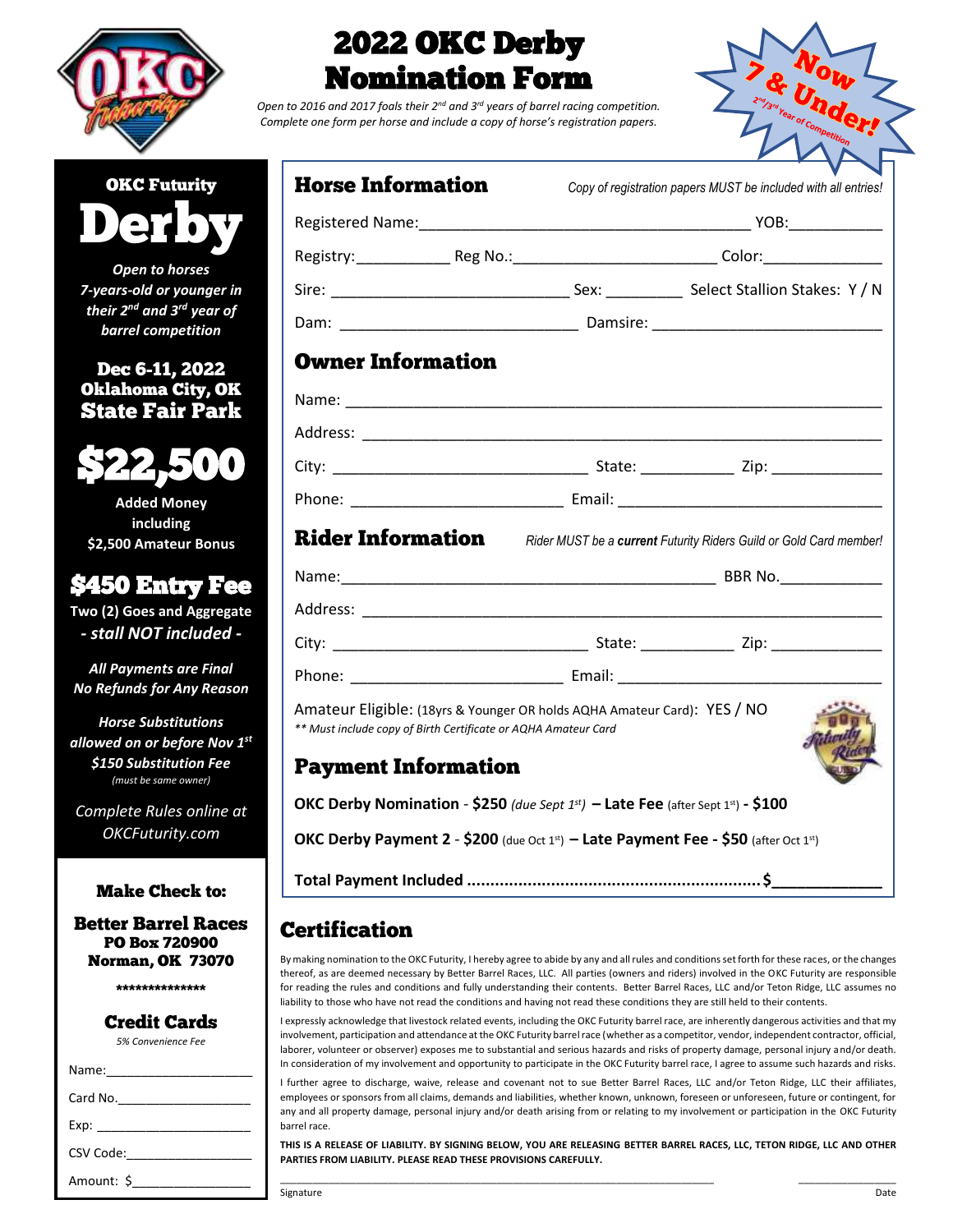# 2022 OKC Derby Nomination Form

*Open to 2016 and 2017 foals their 2nd and 3rd years of barrel racing competition.*
*Complete one form per horse and include a copy of horse's registration papers.*

**Now 7 & Under!** 2nd/3rd Year of Competition

## OKC Futurity Derby

*Open to horses 7-years-old or younger in their 2nd and 3rd year of barrel competition*

**Dec 6-11, 2022**
**Oklahoma City, OK**
**State Fair Park**

**$22,500**
Added Money including $2,500 Amateur Bonus

**$450 Entry Fee**
Two (2) Goes and Aggregate
*- stall NOT included -*

*All Payments are Final*
*No Refunds for Any Reason*

*Horse Substitutions allowed on or before Nov 1st*
*$150 Substitution Fee*
*(must be same owner)*

*Complete Rules online at OKCFuturity.com*

### Make Check to:

**Better Barrel Races**
**PO Box 720900**
**Norman, OK 73070**

**************

### Credit Cards

*5% Convenience Fee*

Name:____________________

Card No.__________________

Exp: _____________________

CSV Code:_________________

Amount: $________________

## Horse Information

*Copy of registration papers MUST be included with all entries!*

Registered Name:_____________________________________ YOB:__________

Registry:__________ Reg No.:______________________ Color:_____________

Sire: __________________________ Sex: ________ Select Stallion Stakes: Y / N

Dam: __________________________ Damsire: _________________________

## Owner Information

Name: _____________________________________________________________

Address: ___________________________________________________________

City: ____________________________ State: __________ Zip: ____________

Phone: _______________________ Email: ______________________________

## Rider Information

*Rider MUST be a **current** Futurity Riders Guild or Gold Card member!*

Name:__________________________________________ BBR No.___________

Address: ___________________________________________________________

City: ____________________________ State: __________ Zip: ____________

Phone: _______________________ Email: ______________________________

Amateur Eligible: (18yrs & Younger OR holds AQHA Amateur Card): YES / NO
*** Must include copy of Birth Certificate or AQHA Amateur Card*

## Payment Information

**OKC Derby Nomination - $250** *(due Sept 1st)* **– Late Fee** (after Sept 1st) **- $100**

**OKC Derby Payment 2 - $200** (due Oct 1st) **– Late Payment Fee - $50** (after Oct 1st)

**Total Payment Included ............................................................$____________**

## Certification

By making nomination to the OKC Futurity, I hereby agree to abide by any and all rules and conditions set forth for these races, or the changes thereof, as are deemed necessary by Better Barrel Races, LLC. All parties (owners and riders) involved in the OKC Futurity are responsible for reading the rules and conditions and fully understanding their contents. Better Barrel Races, LLC and/or Teton Ridge, LLC assumes no liability to those who have not read the conditions and having not read these conditions they are still held to their contents.

I expressly acknowledge that livestock related events, including the OKC Futurity barrel race, are inherently dangerous activities and that my involvement, participation and attendance at the OKC Futurity barrel race (whether as a competitor, vendor, independent contractor, official, laborer, volunteer or observer) exposes me to substantial and serious hazards and risks of property damage, personal injury and/or death. In consideration of my involvement and opportunity to participate in the OKC Futurity barrel race, I agree to assume such hazards and risks.

I further agree to discharge, waive, release and covenant not to sue Better Barrel Races, LLC and/or Teton Ridge, LLC their affiliates, employees or sponsors from all claims, demands and liabilities, whether known, unknown, foreseen or unforeseen, future or contingent, for any and all property damage, personal injury and/or death arising from or relating to my involvement or participation in the OKC Futurity barrel race.

**THIS IS A RELEASE OF LIABILITY. BY SIGNING BELOW, YOU ARE RELEASING BETTER BARREL RACES, LLC, TETON RIDGE, LLC AND OTHER PARTIES FROM LIABILITY. PLEASE READ THESE PROVISIONS CAREFULLY.**

_____________________________________________________ _______________
Signature Date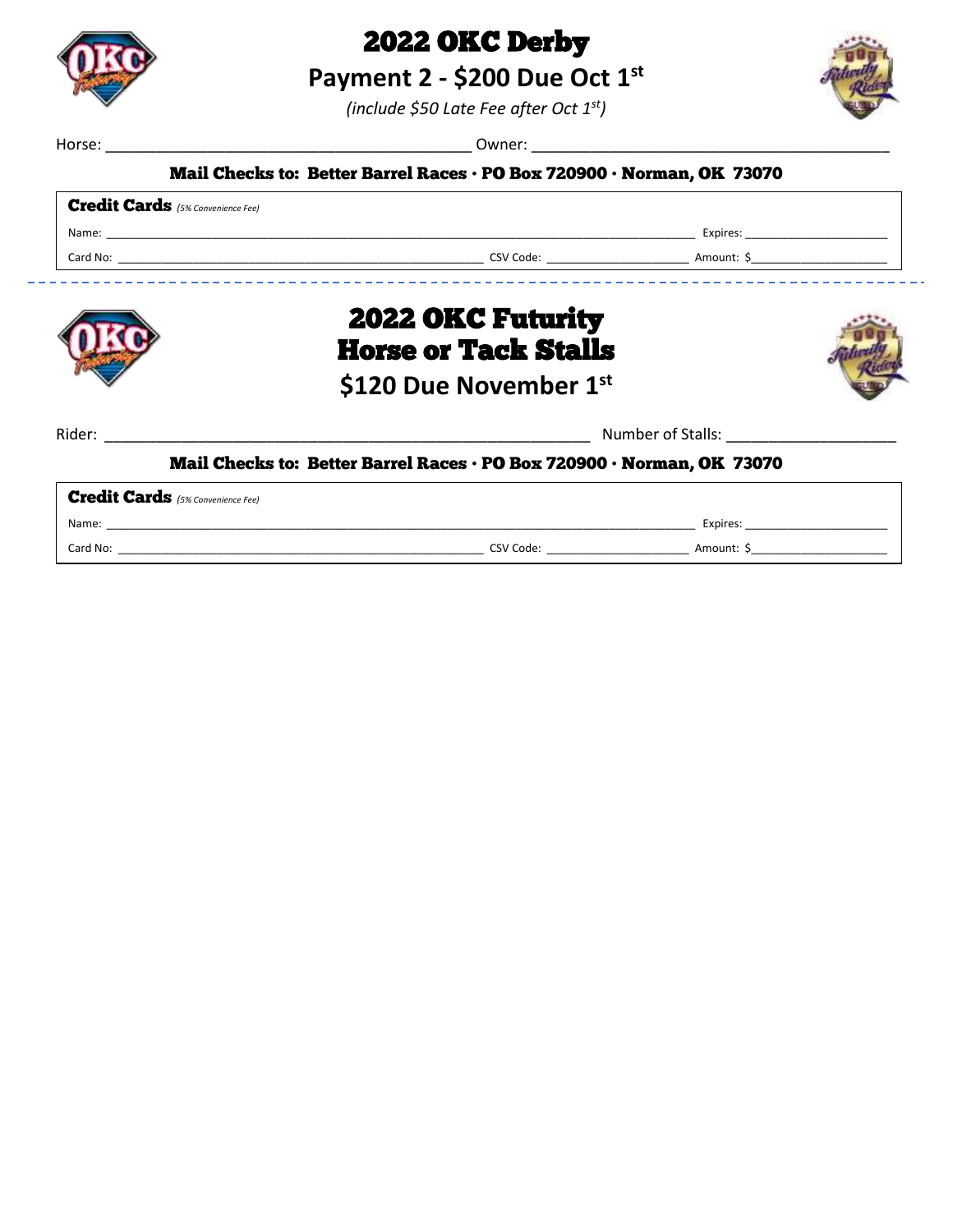# 2022 OKC Derby

## Payment 2 - \$200 Due Oct 1st

*(include \$50 Late Fee after Oct 1st)*

Horse: ___________________________________________ Owner: ___________________________________________

**Mail Checks to: Better Barrel Races · PO Box 720900 · Norman, OK 73070**

**Credit Cards** *(5% Convenience Fee)*

Name: ___________________________________________ Expires: ______________________

Card No: ___________________________________________ CSV Code: ______________________ Amount: \$______________________

---

# 2022 OKC Futurity Horse or Tack Stalls

## \$120 Due November 1st

Rider: ___________________________________________ Number of Stalls: ______________________

**Mail Checks to: Better Barrel Races · PO Box 720900 · Norman, OK 73070**

**Credit Cards** *(5% Convenience Fee)*

Name: ___________________________________________ Expires: ______________________

Card No: ___________________________________________ CSV Code: ______________________ Amount: \$______________________